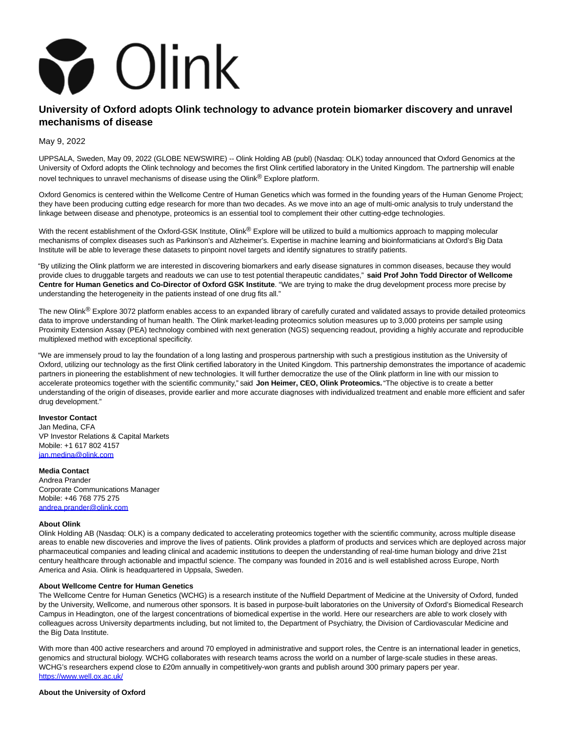Olink

# University of Oxford adopts Olink technology to advance protein biomarker discovery and unravel mechanisms of disease

May 9, 2022

UPPSALA, Sweden, May 09, 2022 (GLOBE NEWSWIRE) -- Olink Holding AB (publ) (Nasdaq: OLK) today announced that Oxford Genomics at the University of Oxford adopts the Olink technology and becomes the first Olink certified laboratory in the United Kingdom. The partnership will enable novel techniques to unravel mechanisms of disease using the Olink® Explore platform.

Oxford Genomics is centered within the Wellcome Centre of Human Genetics which was formed in the founding years of the Human Genome Project; they have been producing cutting edge research for more than two decades. As we move into an age of multi-omic analysis to truly understand the linkage between disease and phenotype, proteomics is an essential tool to complement their other cutting-edge technologies.

With the recent establishment of the Oxford-GSK Institute, Olink® Explore will be utilized to build a multiomics approach to mapping molecular mechanisms of complex diseases such as Parkinson's and Alzheimer's. Expertise in machine learning and bioinformaticians at Oxford's Big Data Institute will be able to leverage these datasets to pinpoint novel targets and identify signatures to stratify patients.

"By utilizing the Olink platform we are interested in discovering biomarkers and early disease signatures in common diseases, because they would provide clues to druggable targets and readouts we can use to test potential therapeutic candidates," **said Prof John Todd Director of Wellcome Centre for Human Genetics and Co-Director of Oxford GSK Institute**. "We are trying to make the drug development process more precise by understanding the heterogeneity in the patients instead of one drug fits all."

The new Olink® Explore 3072 platform enables access to an expanded library of carefully curated and validated assays to provide detailed proteomics data to improve understanding of human health. The Olink market-leading proteomics solution measures up to 3,000 proteins per sample using Proximity Extension Assay (PEA) technology combined with next generation (NGS) sequencing readout, providing a highly accurate and reproducible multiplexed method with exceptional specificity.

"We are immensely proud to lay the foundation of a long lasting and prosperous partnership with such a prestigious institution as the University of Oxford, utilizing our technology as the first Olink certified laboratory in the United Kingdom. This partnership demonstrates the importance of academic partners in pioneering the establishment of new technologies. It will further democratize the use of the Olink platform in line with our mission to accelerate proteomics together with the scientific community," said **Jon Heimer, CEO, Olink Proteomics.** "The objective is to create a better understanding of the origin of diseases, provide earlier and more accurate diagnoses with individualized treatment and enable more efficient and safer drug development."

**Investor Contact**
Jan Medina, CFA
VP Investor Relations & Capital Markets
Mobile: +1 617 802 4157
jan.medina@olink.com

**Media Contact**
Andrea Prander
Corporate Communications Manager
Mobile: +46 768 775 275
andrea.prander@olink.com

**About Olink**
Olink Holding AB (Nasdaq: OLK) is a company dedicated to accelerating proteomics together with the scientific community, across multiple disease areas to enable new discoveries and improve the lives of patients. Olink provides a platform of products and services which are deployed across major pharmaceutical companies and leading clinical and academic institutions to deepen the understanding of real-time human biology and drive 21st century healthcare through actionable and impactful science. The company was founded in 2016 and is well established across Europe, North America and Asia. Olink is headquartered in Uppsala, Sweden.

**About Wellcome Centre for Human Genetics**
The Wellcome Centre for Human Genetics (WCHG) is a research institute of the Nuffield Department of Medicine at the University of Oxford, funded by the University, Wellcome, and numerous other sponsors. It is based in purpose-built laboratories on the University of Oxford's Biomedical Research Campus in Headington, one of the largest concentrations of biomedical expertise in the world. Here our researchers are able to work closely with colleagues across University departments including, but not limited to, the Department of Psychiatry, the Division of Cardiovascular Medicine and the Big Data Institute.

With more than 400 active researchers and around 70 employed in administrative and support roles, the Centre is an international leader in genetics, genomics and structural biology. WCHG collaborates with research teams across the world on a number of large-scale studies in these areas. WCHG's researchers expend close to £20m annually in competitively-won grants and publish around 300 primary papers per year.
https://www.well.ox.ac.uk/

**About the University of Oxford**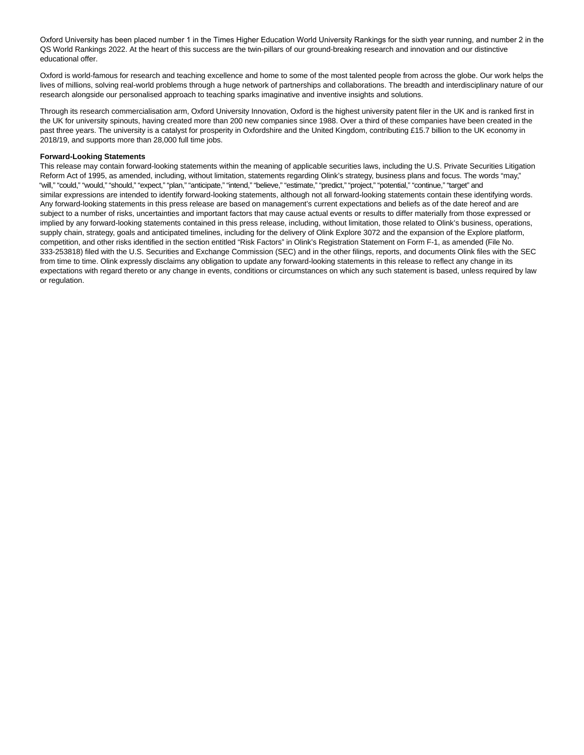Oxford University has been placed number 1 in the Times Higher Education World University Rankings for the sixth year running, and number 2 in the QS World Rankings 2022. At the heart of this success are the twin-pillars of our ground-breaking research and innovation and our distinctive educational offer.

Oxford is world-famous for research and teaching excellence and home to some of the most talented people from across the globe. Our work helps the lives of millions, solving real-world problems through a huge network of partnerships and collaborations. The breadth and interdisciplinary nature of our research alongside our personalised approach to teaching sparks imaginative and inventive insights and solutions.

Through its research commercialisation arm, Oxford University Innovation, Oxford is the highest university patent filer in the UK and is ranked first in the UK for university spinouts, having created more than 200 new companies since 1988. Over a third of these companies have been created in the past three years. The university is a catalyst for prosperity in Oxfordshire and the United Kingdom, contributing £15.7 billion to the UK economy in 2018/19, and supports more than 28,000 full time jobs.

**Forward-Looking Statements**

This release may contain forward-looking statements within the meaning of applicable securities laws, including the U.S. Private Securities Litigation Reform Act of 1995, as amended, including, without limitation, statements regarding Olink's strategy, business plans and focus. The words "may," "will," "could," "would," "should," "expect," "plan," "anticipate," "intend," "believe," "estimate," "predict," "project," "potential," "continue," "target" and similar expressions are intended to identify forward-looking statements, although not all forward-looking statements contain these identifying words. Any forward-looking statements in this press release are based on management's current expectations and beliefs as of the date hereof and are subject to a number of risks, uncertainties and important factors that may cause actual events or results to differ materially from those expressed or implied by any forward-looking statements contained in this press release, including, without limitation, those related to Olink's business, operations, supply chain, strategy, goals and anticipated timelines, including for the delivery of Olink Explore 3072 and the expansion of the Explore platform, competition, and other risks identified in the section entitled "Risk Factors" in Olink's Registration Statement on Form F-1, as amended (File No. 333-253818) filed with the U.S. Securities and Exchange Commission (SEC) and in the other filings, reports, and documents Olink files with the SEC from time to time. Olink expressly disclaims any obligation to update any forward-looking statements in this release to reflect any change in its expectations with regard thereto or any change in events, conditions or circumstances on which any such statement is based, unless required by law or regulation.